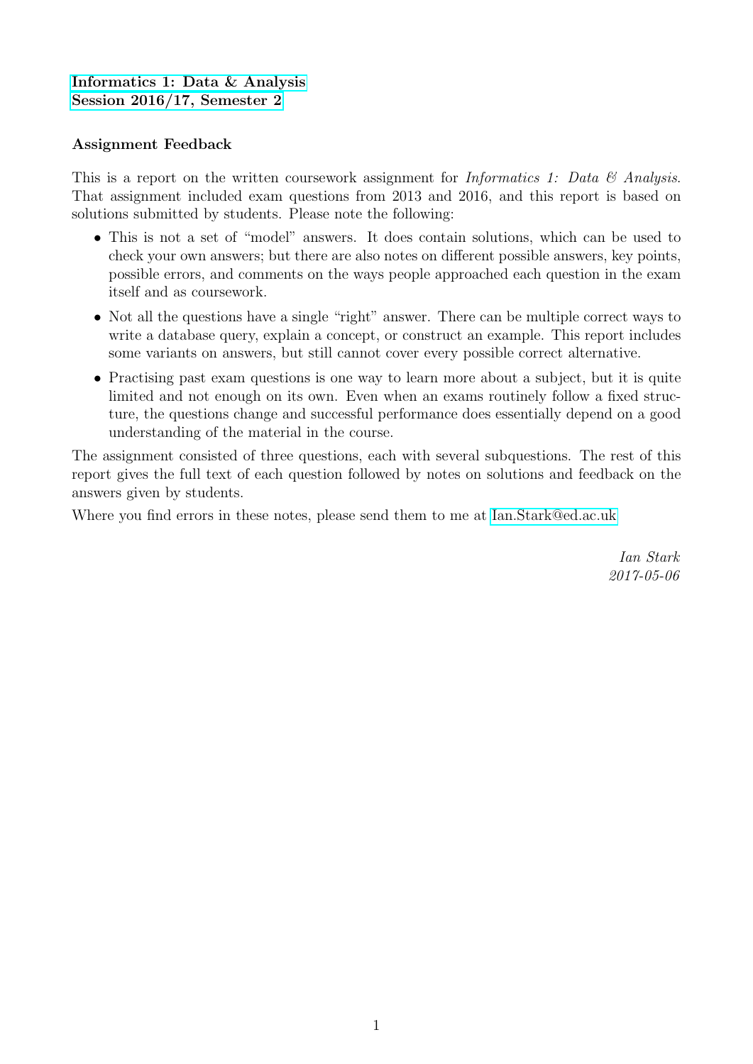**Informatics 1: Data & Analysis**
**Session 2016/17, Semester 2**

**Assignment Feedback**

This is a report on the written coursework assignment for *Informatics 1: Data & Analysis*. That assignment included exam questions from 2013 and 2016, and this report is based on solutions submitted by students. Please note the following:

- This is not a set of "model" answers. It does contain solutions, which can be used to check your own answers; but there are also notes on different possible answers, key points, possible errors, and comments on the ways people approached each question in the exam itself and as coursework.
- Not all the questions have a single "right" answer. There can be multiple correct ways to write a database query, explain a concept, or construct an example. This report includes some variants on answers, but still cannot cover every possible correct alternative.
- Practising past exam questions is one way to learn more about a subject, but it is quite limited and not enough on its own. Even when an exams routinely follow a fixed structure, the questions change and successful performance does essentially depend on a good understanding of the material in the course.

The assignment consisted of three questions, each with several subquestions. The rest of this report gives the full text of each question followed by notes on solutions and feedback on the answers given by students.

Where you find errors in these notes, please send them to me at Ian.Stark@ed.ac.uk

*Ian Stark*
*2017-05-06*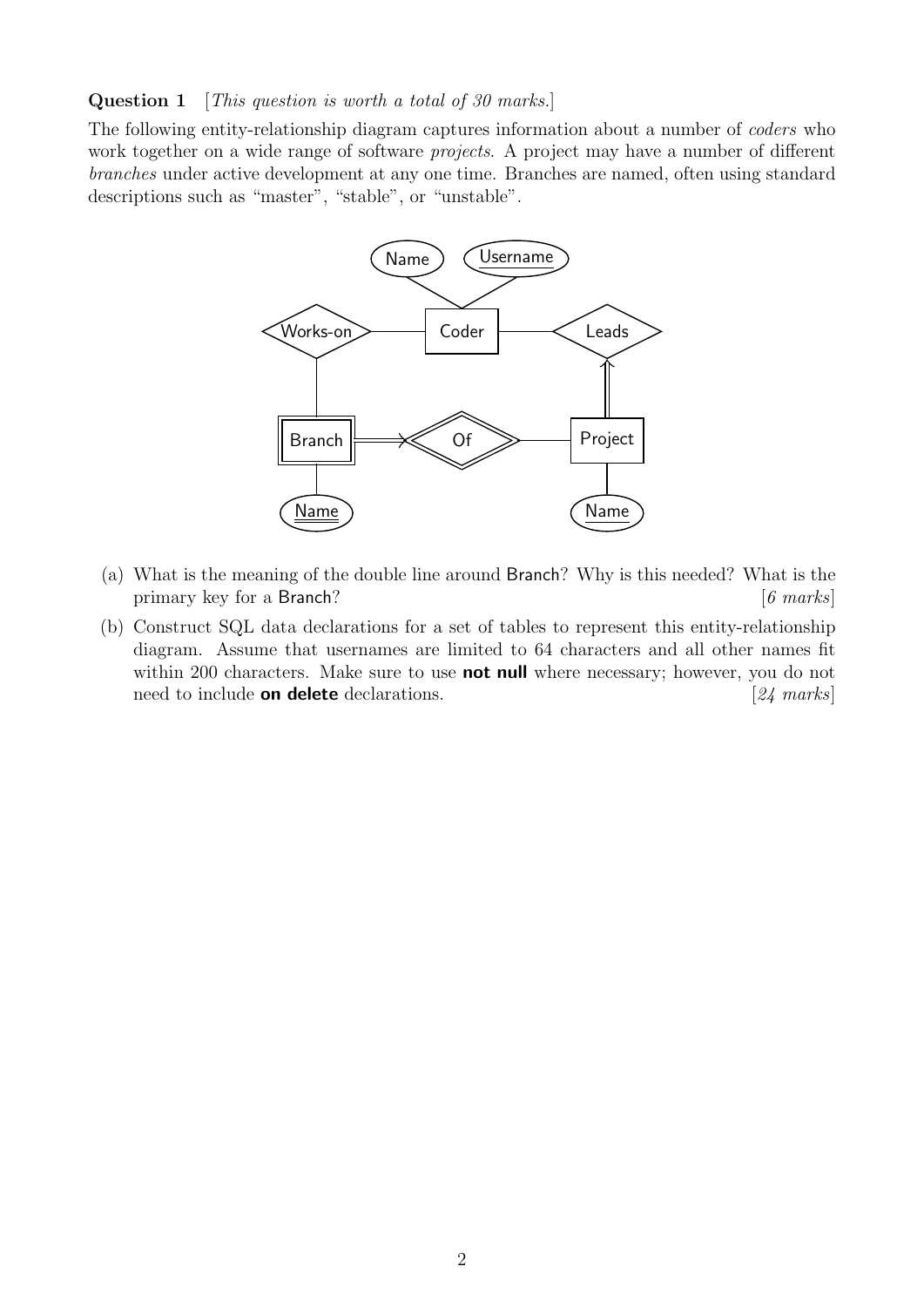**Question 1** [*This question is worth a total of 30 marks.*]

The following entity-relationship diagram captures information about a number of *coders* who work together on a wide range of software *projects*. A project may have a number of different *branches* under active development at any one time. Branches are named, often using standard descriptions such as "master", "stable", or "unstable".

(a) What is the meaning of the double line around Branch? Why is this needed? What is the primary key for a Branch? [*6 marks*]

(b) Construct SQL data declarations for a set of tables to represent this entity-relationship diagram. Assume that usernames are limited to 64 characters and all other names fit within 200 characters. Make sure to use **not null** where necessary; however, you do not need to include **on delete** declarations. [*24 marks*]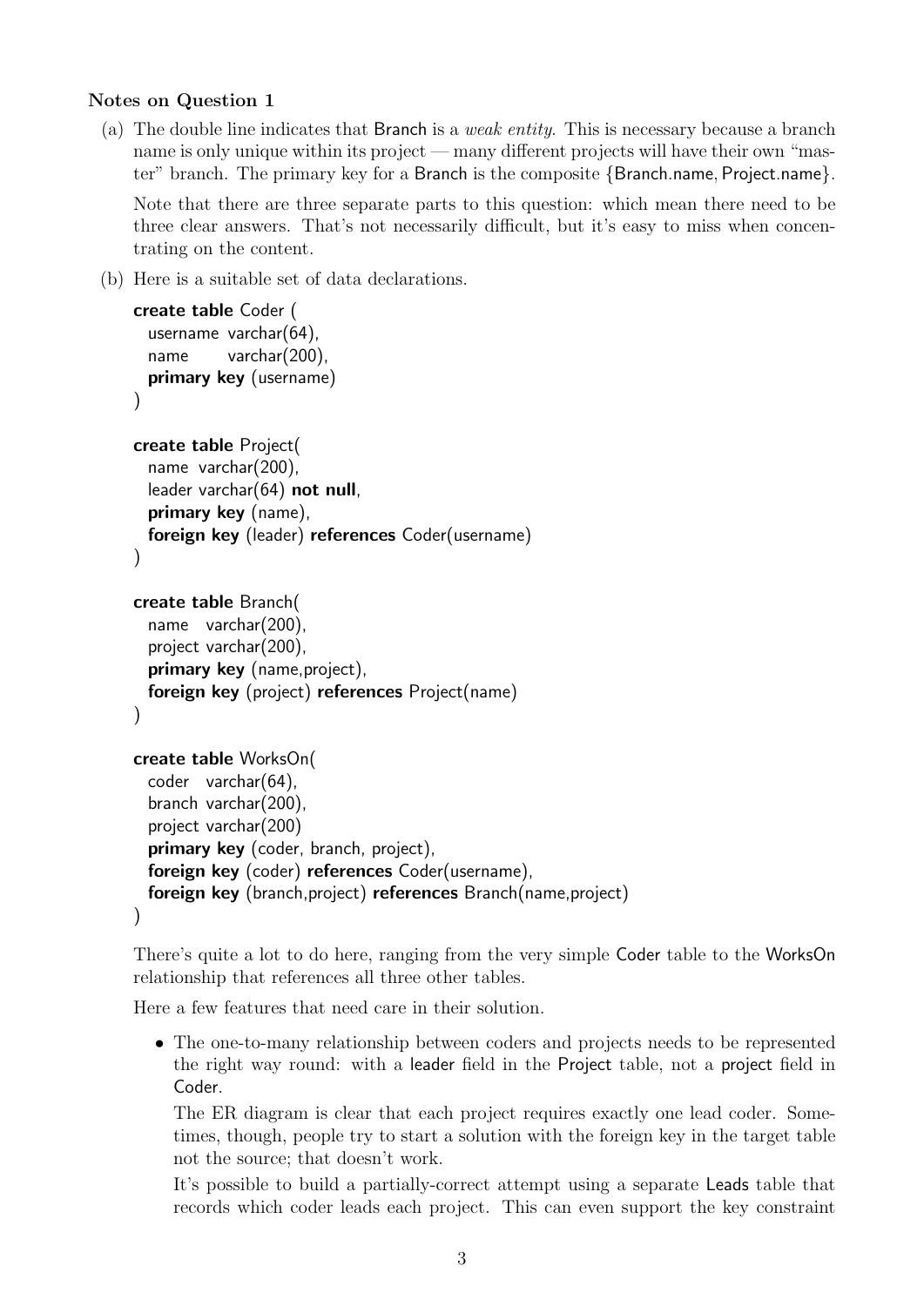**Notes on Question 1**

(a) The double line indicates that Branch is a *weak entity*. This is necessary because a branch name is only unique within its project — many different projects will have their own "master" branch. The primary key for a Branch is the composite {Branch.name, Project.name}.

Note that there are three separate parts to this question: which mean there need to be three clear answers. That's not necessarily difficult, but it's easy to miss when concentrating on the content.

(b) Here is a suitable set of data declarations.

```
create table Coder (
  username  varchar(64),
  name       varchar(200),
  primary key (username)
)

create table Project(
  name  varchar(200),
  leader varchar(64) not null,
  primary key (name),
  foreign key (leader) references Coder(username)
)

create table Branch(
  name   varchar(200),
  project varchar(200),
  primary key (name,project),
  foreign key (project) references Project(name)
)

create table WorksOn(
  coder   varchar(64),
  branch varchar(200),
  project varchar(200)
  primary key (coder, branch, project),
  foreign key (coder) references Coder(username),
  foreign key (branch,project) references Branch(name,project)
)
```

There's quite a lot to do here, ranging from the very simple Coder table to the WorksOn relationship that references all three other tables.

Here a few features that need care in their solution.

- The one-to-many relationship between coders and projects needs to be represented the right way round: with a leader field in the Project table, not a project field in Coder.

  The ER diagram is clear that each project requires exactly one lead coder. Sometimes, though, people try to start a solution with the foreign key in the target table not the source; that doesn't work.

  It's possible to build a partially-correct attempt using a separate Leads table that records which coder leads each project. This can even support the key constraint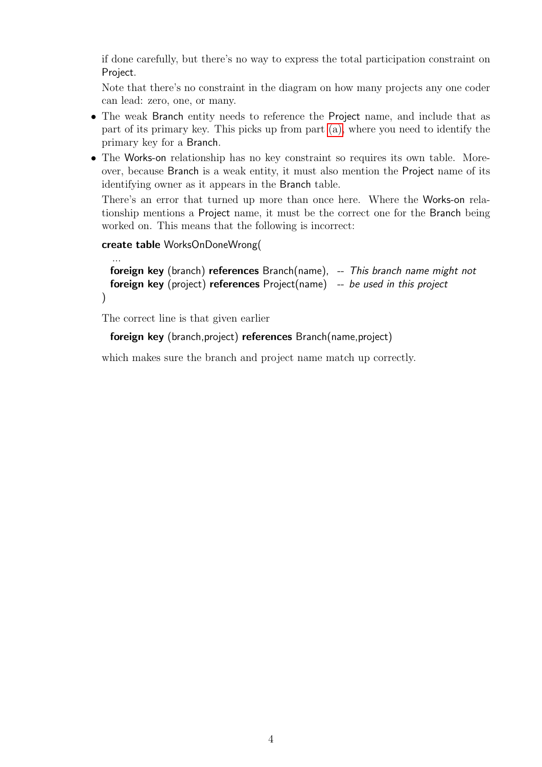if done carefully, but there's no way to express the total participation constraint on Project.

Note that there's no constraint in the diagram on how many projects any one coder can lead: zero, one, or many.

- The weak Branch entity needs to reference the Project name, and include that as part of its primary key. This picks up from part (a), where you need to identify the primary key for a Branch.
- The Works-on relationship has no key constraint so requires its own table. Moreover, because Branch is a weak entity, it must also mention the Project name of its identifying owner as it appears in the Branch table.

  There's an error that turned up more than once here. Where the Works-on relationship mentions a Project name, it must be the correct one for the Branch being worked on. This means that the following is incorrect:

  ```
  create table WorksOnDoneWrong(
    ...
    foreign key (branch) references Branch(name),   -- This branch name might not
    foreign key (project) references Project(name)  -- be used in this project
  )
  ```

  The correct line is that given earlier

  ```
    foreign key (branch,project) references Branch(name,project)
  ```

  which makes sure the branch and project name match up correctly.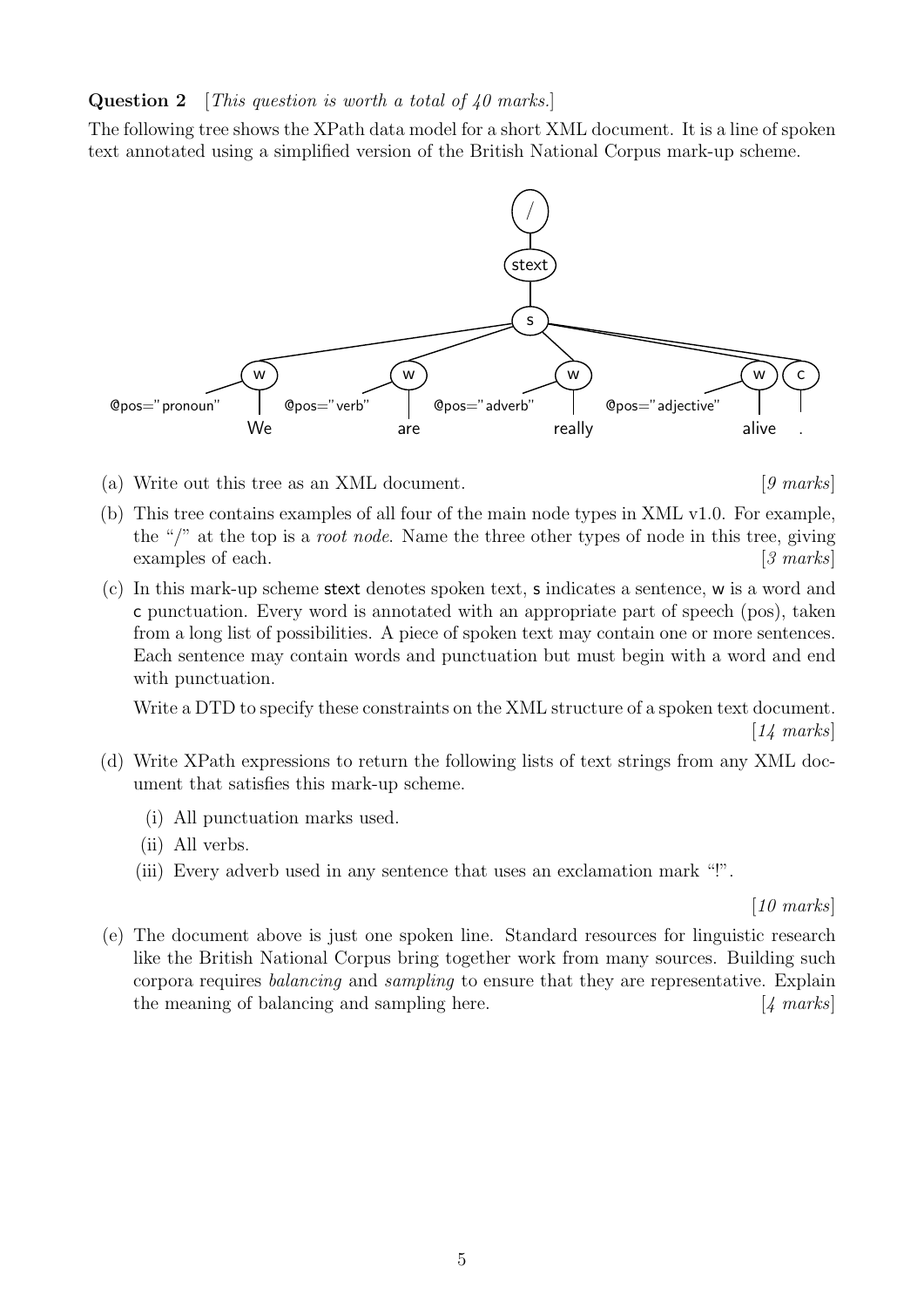**Question 2** [*This question is worth a total of 40 marks.*]

The following tree shows the XPath data model for a short XML document. It is a line of spoken text annotated using a simplified version of the British National Corpus mark-up scheme.

```
                                   /
                                   |
                                 stext
                                   |
                                   s
        ___________________________|___________________________
       |               |               |                |       |
       w               w               w                w       c
      / \             / \             / \              / \      |
@pos="pronoun" We  @pos="verb" are  @pos="adverb" really  @pos="adjective" alive   .
```

(a) Write out this tree as an XML document. [*9 marks*]

(b) This tree contains examples of all four of the main node types in XML v1.0. For example, the "/" at the top is a *root node*. Name the three other types of node in this tree, giving examples of each. [*3 marks*]

(c) In this mark-up scheme stext denotes spoken text, s indicates a sentence, w is a word and c punctuation. Every word is annotated with an appropriate part of speech (pos), taken from a long list of possibilities. A piece of spoken text may contain one or more sentences. Each sentence may contain words and punctuation but must begin with a word and end with punctuation.

Write a DTD to specify these constraints on the XML structure of a spoken text document. [*14 marks*]

(d) Write XPath expressions to return the following lists of text strings from any XML document that satisfies this mark-up scheme.

   (i) All punctuation marks used.

   (ii) All verbs.

   (iii) Every adverb used in any sentence that uses an exclamation mark "!".

[*10 marks*]

(e) The document above is just one spoken line. Standard resources for linguistic research like the British National Corpus bring together work from many sources. Building such corpora requires *balancing* and *sampling* to ensure that they are representative. Explain the meaning of balancing and sampling here. [*4 marks*]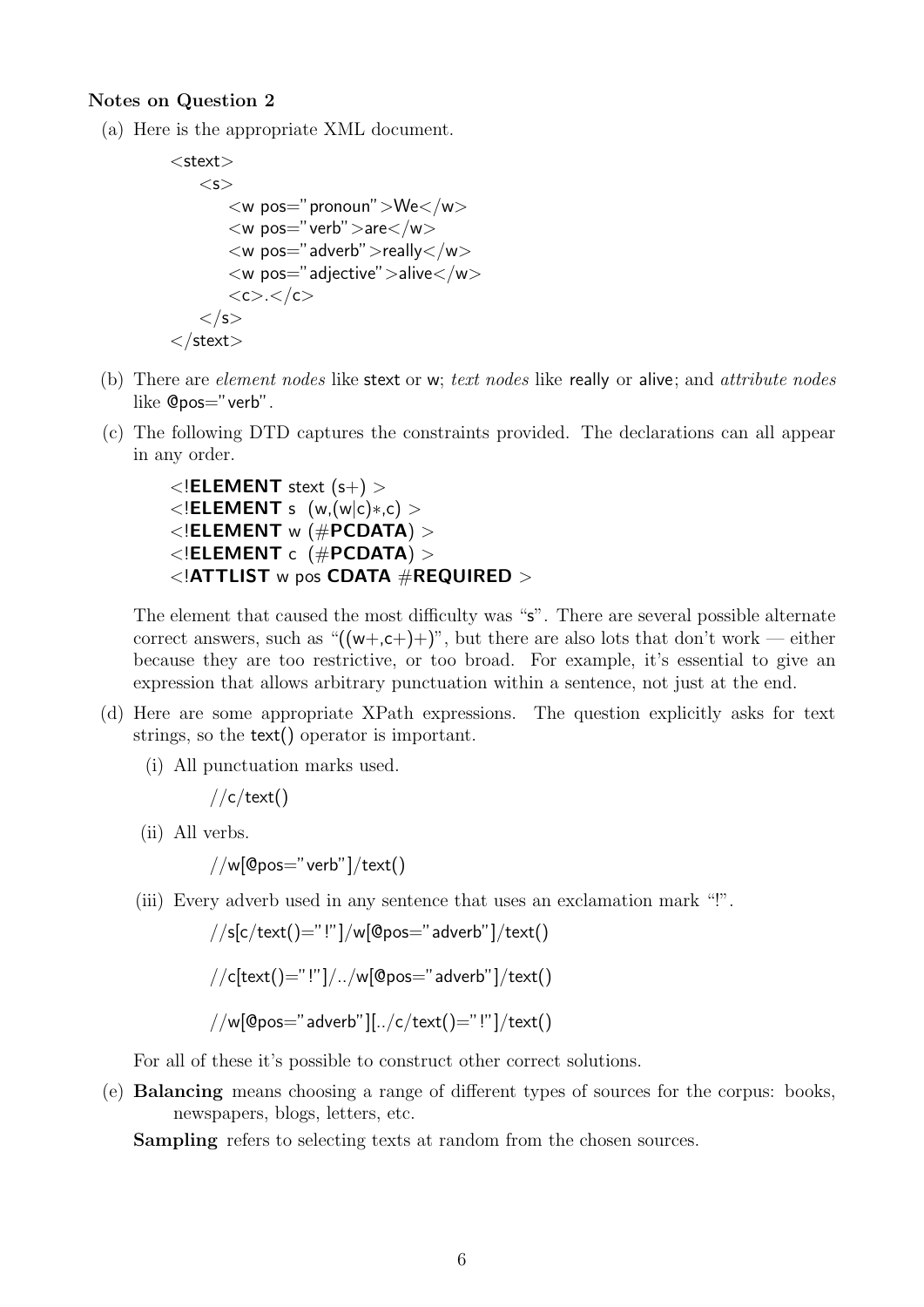**Notes on Question 2**

(a) Here is the appropriate XML document.

```
<stext>
    <s>
        <w pos="pronoun">We</w>
        <w pos="verb">are</w>
        <w pos="adverb">really</w>
        <w pos="adjective">alive</w>
        <c>.</c>
    </s>
</stext>
```

(b) There are *element nodes* like stext or w; *text nodes* like really or alive; and *attribute nodes* like @pos="verb".

(c) The following DTD captures the constraints provided. The declarations can all appear in any order.

```
<!ELEMENT stext (s+) >
<!ELEMENT s  (w,(w|c)*,c) >
<!ELEMENT w (#PCDATA) >
<!ELEMENT c  (#PCDATA) >
<!ATTLIST w pos CDATA #REQUIRED >
```

The element that caused the most difficulty was "s". There are several possible alternate correct answers, such as "((w+,c+)+)", but there are also lots that don't work — either because they are too restrictive, or too broad. For example, it's essential to give an expression that allows arbitrary punctuation within a sentence, not just at the end.

(d) Here are some appropriate XPath expressions. The question explicitly asks for text strings, so the text() operator is important.

(i) All punctuation marks used.

```
//c/text()
```

(ii) All verbs.

```
//w[@pos="verb"]/text()
```

(iii) Every adverb used in any sentence that uses an exclamation mark "!".

```
//s[c/text()="!"]/w[@pos="adverb"]/text()

//c[text()="!"]/../w[@pos="adverb"]/text()

//w[@pos="adverb"][../c/text()="!"]/text()
```

For all of these it's possible to construct other correct solutions.

(e) **Balancing** means choosing a range of different types of sources for the corpus: books, newspapers, blogs, letters, etc.

**Sampling** refers to selecting texts at random from the chosen sources.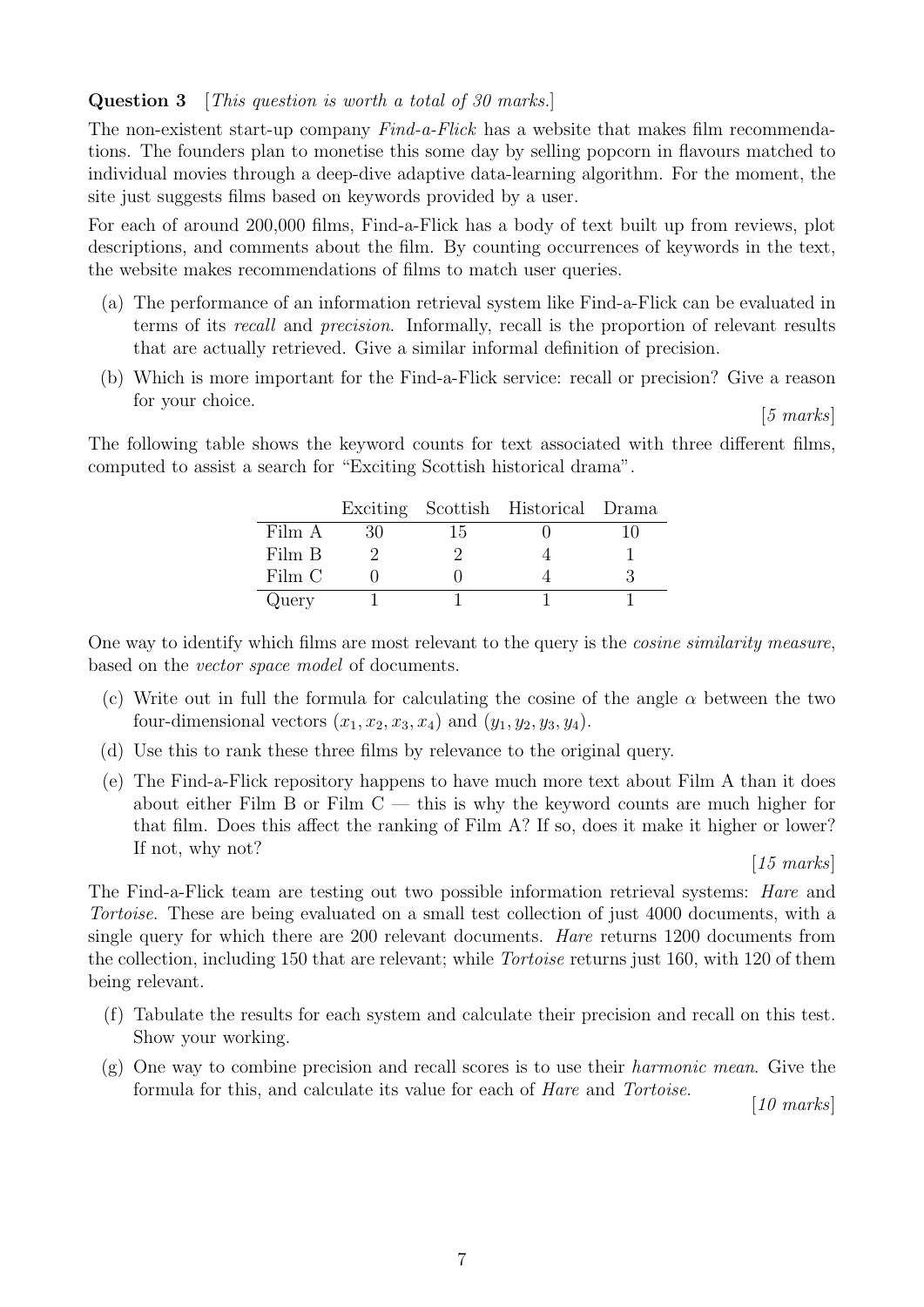**Question 3** [*This question is worth a total of 30 marks.*]

The non-existent start-up company *Find-a-Flick* has a website that makes film recommendations. The founders plan to monetise this some day by selling popcorn in flavours matched to individual movies through a deep-dive adaptive data-learning algorithm. For the moment, the site just suggests films based on keywords provided by a user.

For each of around 200,000 films, Find-a-Flick has a body of text built up from reviews, plot descriptions, and comments about the film. By counting occurrences of keywords in the text, the website makes recommendations of films to match user queries.

(a) The performance of an information retrieval system like Find-a-Flick can be evaluated in terms of its *recall* and *precision*. Informally, recall is the proportion of relevant results that are actually retrieved. Give a similar informal definition of precision.

(b) Which is more important for the Find-a-Flick service: recall or precision? Give a reason for your choice.

[*5 marks*]

The following table shows the keyword counts for text associated with three different films, computed to assist a search for "Exciting Scottish historical drama".

| | Exciting | Scottish | Historical | Drama |
|---|---|---|---|---|
| Film A | 30 | 15 | 0 | 10 |
| Film B | 2 | 2 | 4 | 1 |
| Film C | 0 | 0 | 4 | 3 |
| Query | 1 | 1 | 1 | 1 |

One way to identify which films are most relevant to the query is the *cosine similarity measure*, based on the *vector space model* of documents.

(c) Write out in full the formula for calculating the cosine of the angle $\alpha$ between the two four-dimensional vectors $(x_1, x_2, x_3, x_4)$ and $(y_1, y_2, y_3, y_4)$.

(d) Use this to rank these three films by relevance to the original query.

(e) The Find-a-Flick repository happens to have much more text about Film A than it does about either Film B or Film C — this is why the keyword counts are much higher for that film. Does this affect the ranking of Film A? If so, does it make it higher or lower? If not, why not?

[*15 marks*]

The Find-a-Flick team are testing out two possible information retrieval systems: *Hare* and *Tortoise*. These are being evaluated on a small test collection of just 4000 documents, with a single query for which there are 200 relevant documents. *Hare* returns 1200 documents from the collection, including 150 that are relevant; while *Tortoise* returns just 160, with 120 of them being relevant.

(f) Tabulate the results for each system and calculate their precision and recall on this test. Show your working.

(g) One way to combine precision and recall scores is to use their *harmonic mean*. Give the formula for this, and calculate its value for each of *Hare* and *Tortoise*.

[*10 marks*]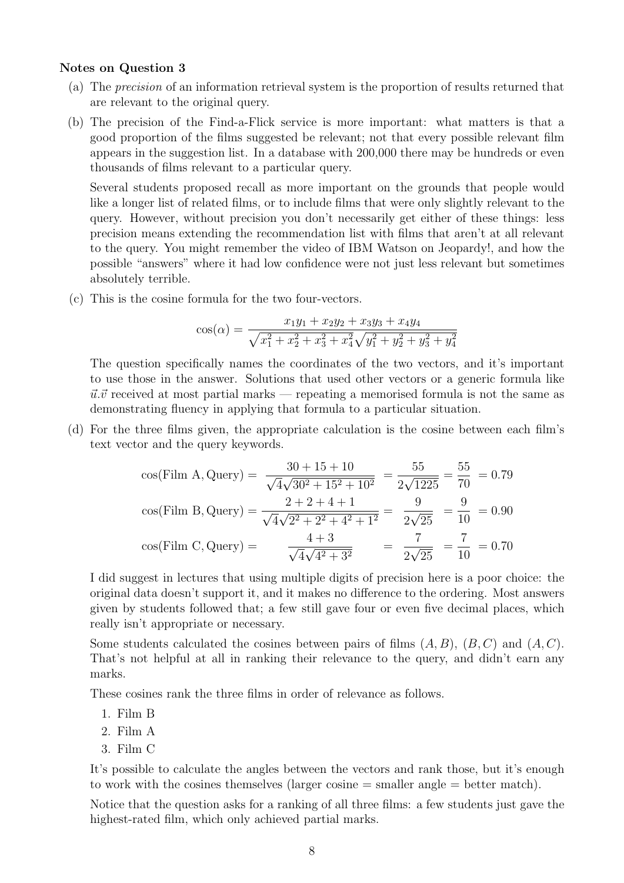### Notes on Question 3

(a) The *precision* of an information retrieval system is the proportion of results returned that are relevant to the original query.

(b) The precision of the Find-a-Flick service is more important: what matters is that a good proportion of the films suggested be relevant; not that every possible relevant film appears in the suggestion list. In a database with 200,000 there may be hundreds or even thousands of films relevant to a particular query.

Several students proposed recall as more important on the grounds that people would like a longer list of related films, or to include films that were only slightly relevant to the query. However, without precision you don't necessarily get either of these things: less precision means extending the recommendation list with films that aren't at all relevant to the query. You might remember the video of IBM Watson on Jeopardy!, and how the possible "answers" where it had low confidence were not just less relevant but sometimes absolutely terrible.

(c) This is the cosine formula for the two four-vectors.

$$\cos(\alpha) = \frac{x_1 y_1 + x_2 y_2 + x_3 y_3 + x_4 y_4}{\sqrt{x_1^2 + x_2^2 + x_3^2 + x_4^2}\sqrt{y_1^2 + y_2^2 + y_3^2 + y_4^2}}$$

The question specifically names the coordinates of the two vectors, and it's important to use those in the answer. Solutions that used other vectors or a generic formula like $\vec{u}.\vec{v}$ received at most partial marks — repeating a memorised formula is not the same as demonstrating fluency in applying that formula to a particular situation.

(d) For the three films given, the appropriate calculation is the cosine between each film's text vector and the query keywords.

$$\cos(\text{Film A}, \text{Query}) = \frac{30 + 15 + 10}{\sqrt{4}\sqrt{30^2 + 15^2 + 10^2}} = \frac{55}{2\sqrt{1225}} = \frac{55}{70} = 0.79$$

$$\cos(\text{Film B}, \text{Query}) = \frac{2 + 2 + 4 + 1}{\sqrt{4}\sqrt{2^2 + 2^2 + 4^2 + 1^2}} = \frac{9}{2\sqrt{25}} = \frac{9}{10} = 0.90$$

$$\cos(\text{Film C}, \text{Query}) = \frac{4 + 3}{\sqrt{4}\sqrt{4^2 + 3^2}} = \frac{7}{2\sqrt{25}} = \frac{7}{10} = 0.70$$

I did suggest in lectures that using multiple digits of precision here is a poor choice: the original data doesn't support it, and it makes no difference to the ordering. Most answers given by students followed that; a few still gave four or even five decimal places, which really isn't appropriate or necessary.

Some students calculated the cosines between pairs of films $(A, B)$, $(B, C)$ and $(A, C)$. That's not helpful at all in ranking their relevance to the query, and didn't earn any marks.

These cosines rank the three films in order of relevance as follows.

1. Film B
2. Film A
3. Film C

It's possible to calculate the angles between the vectors and rank those, but it's enough to work with the cosines themselves (larger cosine = smaller angle = better match).

Notice that the question asks for a ranking of all three films: a few students just gave the highest-rated film, which only achieved partial marks.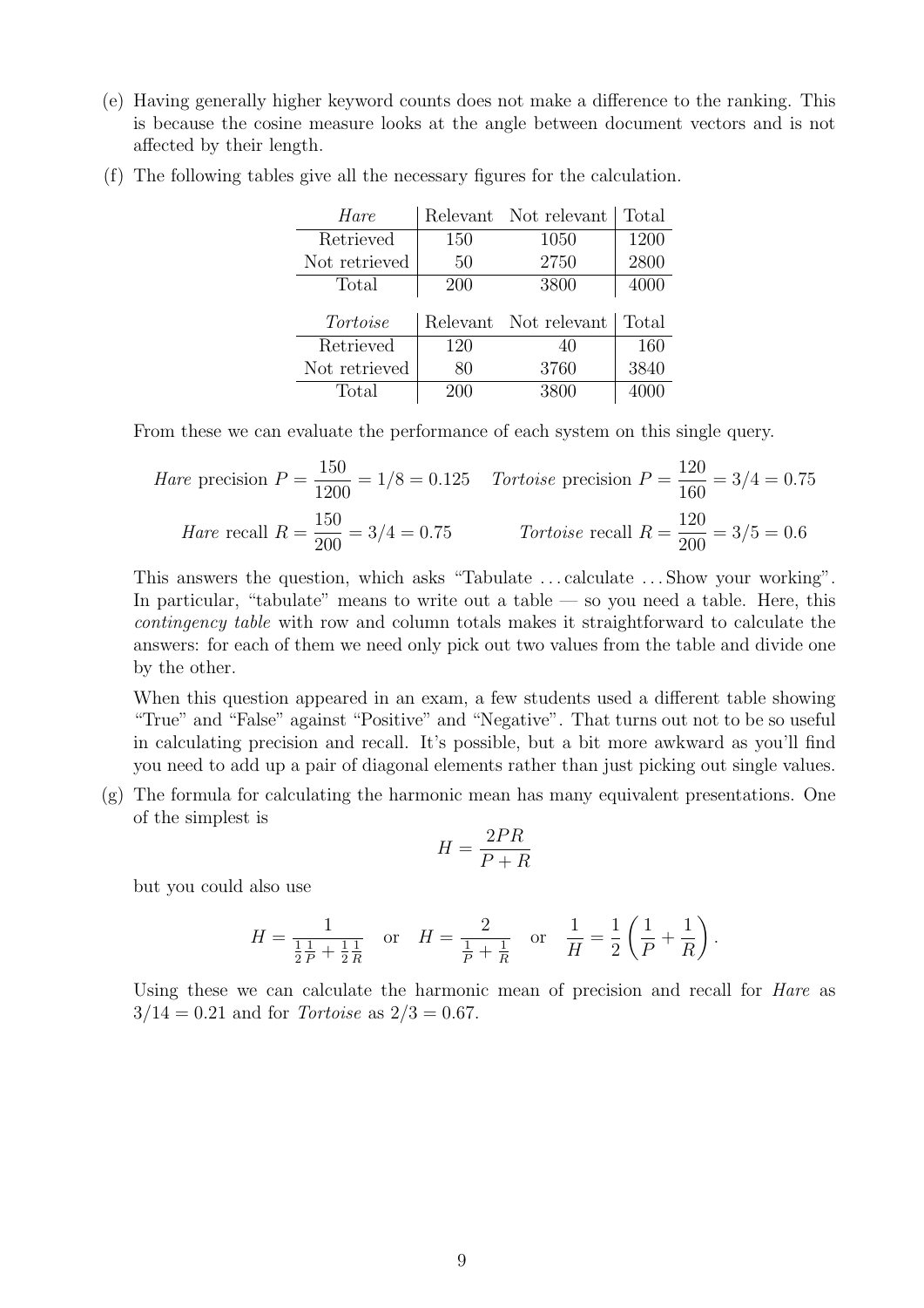(e) Having generally higher keyword counts does not make a difference to the ranking. This is because the cosine measure looks at the angle between document vectors and is not affected by their length.

(f) The following tables give all the necessary figures for the calculation.

| *Hare* | Relevant | Not relevant | Total |
|---|---|---|---|
| Retrieved | 150 | 1050 | 1200 |
| Not retrieved | 50 | 2750 | 2800 |
| Total | 200 | 3800 | 4000 |

| *Tortoise* | Relevant | Not relevant | Total |
|---|---|---|---|
| Retrieved | 120 | 40 | 160 |
| Not retrieved | 80 | 3760 | 3840 |
| Total | 200 | 3800 | 4000 |

From these we can evaluate the performance of each system on this single query.

$$\textit{Hare} \text{ precision } P = \frac{150}{1200} = 1/8 = 0.125 \qquad \textit{Tortoise} \text{ precision } P = \frac{120}{160} = 3/4 = 0.75$$

$$\textit{Hare} \text{ recall } R = \frac{150}{200} = 3/4 = 0.75 \qquad \textit{Tortoise} \text{ recall } R = \frac{120}{200} = 3/5 = 0.6$$

This answers the question, which asks "Tabulate ... calculate ... Show your working". In particular, "tabulate" means to write out a table — so you need a table. Here, this *contingency table* with row and column totals makes it straightforward to calculate the answers: for each of them we need only pick out two values from the table and divide one by the other.

When this question appeared in an exam, a few students used a different table showing "True" and "False" against "Positive" and "Negative". That turns out not to be so useful in calculating precision and recall. It's possible, but a bit more awkward as you'll find you need to add up a pair of diagonal elements rather than just picking out single values.

(g) The formula for calculating the harmonic mean has many equivalent presentations. One of the simplest is

$$H = \frac{2PR}{P+R}$$

but you could also use

$$H = \frac{1}{\frac{1}{2}\frac{1}{P} + \frac{1}{2}\frac{1}{R}} \quad \text{or} \quad H = \frac{2}{\frac{1}{P} + \frac{1}{R}} \quad \text{or} \quad \frac{1}{H} = \frac{1}{2}\left(\frac{1}{P} + \frac{1}{R}\right).$$

Using these we can calculate the harmonic mean of precision and recall for *Hare* as $3/14 = 0.21$ and for *Tortoise* as $2/3 = 0.67$.